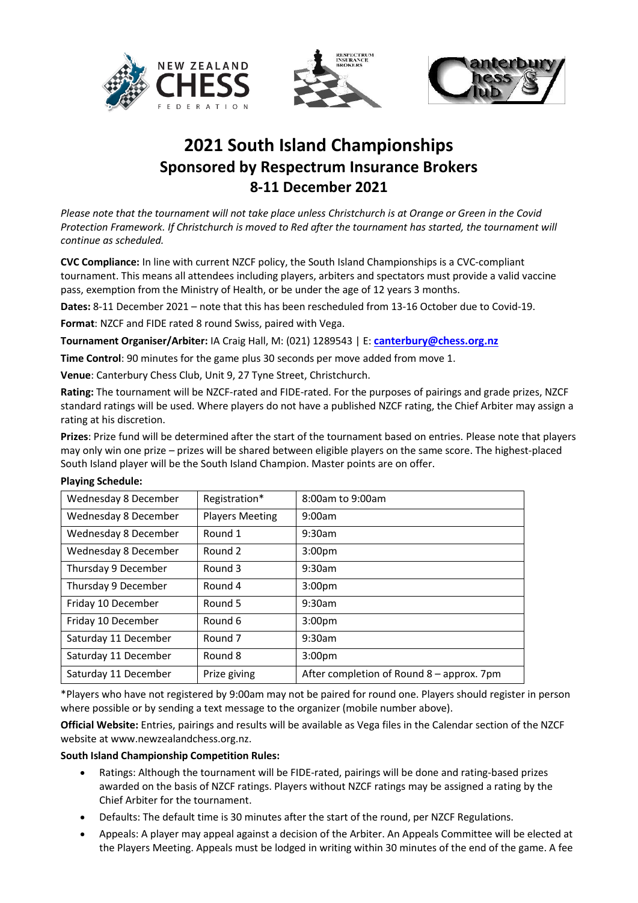# 2021 South Island Championships
## Sponsored by Respectrum Insurance Brokers
## 8-11 December 2021

*Please note that the tournament will not take place unless Christchurch is at Orange or Green in the Covid Protection Framework. If Christchurch is moved to Red after the tournament has started, the tournament will continue as scheduled.*

**CVC Compliance:** In line with current NZCF policy, the South Island Championships is a CVC-compliant tournament. This means all attendees including players, arbiters and spectators must provide a valid vaccine pass, exemption from the Ministry of Health, or be under the age of 12 years 3 months.

**Dates:** 8-11 December 2021 – note that this has been rescheduled from 13-16 October due to Covid-19.

**Format**: NZCF and FIDE rated 8 round Swiss, paired with Vega.

**Tournament Organiser/Arbiter:** IA Craig Hall, M: (021) 1289543 | E: **canterbury@chess.org.nz**

**Time Control**: 90 minutes for the game plus 30 seconds per move added from move 1.

**Venue**: Canterbury Chess Club, Unit 9, 27 Tyne Street, Christchurch.

**Rating:** The tournament will be NZCF-rated and FIDE-rated. For the purposes of pairings and grade prizes, NZCF standard ratings will be used. Where players do not have a published NZCF rating, the Chief Arbiter may assign a rating at his discretion.

**Prizes**: Prize fund will be determined after the start of the tournament based on entries. Please note that players may only win one prize – prizes will be shared between eligible players on the same score. The highest-placed South Island player will be the South Island Champion. Master points are on offer.

**Playing Schedule:**

| | | |
|---|---|---|
| Wednesday 8 December | Registration* | 8:00am to 9:00am |
| Wednesday 8 December | Players Meeting | 9:00am |
| Wednesday 8 December | Round 1 | 9:30am |
| Wednesday 8 December | Round 2 | 3:00pm |
| Thursday 9 December | Round 3 | 9:30am |
| Thursday 9 December | Round 4 | 3:00pm |
| Friday 10 December | Round 5 | 9:30am |
| Friday 10 December | Round 6 | 3:00pm |
| Saturday 11 December | Round 7 | 9:30am |
| Saturday 11 December | Round 8 | 3:00pm |
| Saturday 11 December | Prize giving | After completion of Round 8 – approx. 7pm |

*Players who have not registered by 9:00am may not be paired for round one. Players should register in person where possible or by sending a text message to the organizer (mobile number above).

**Official Website:** Entries, pairings and results will be available as Vega files in the Calendar section of the NZCF website at www.newzealandchess.org.nz.

**South Island Championship Competition Rules:**

- Ratings: Although the tournament will be FIDE-rated, pairings will be done and rating-based prizes awarded on the basis of NZCF ratings. Players without NZCF ratings may be assigned a rating by the Chief Arbiter for the tournament.
- Defaults: The default time is 30 minutes after the start of the round, per NZCF Regulations.
- Appeals: A player may appeal against a decision of the Arbiter. An Appeals Committee will be elected at the Players Meeting. Appeals must be lodged in writing within 30 minutes of the end of the game. A fee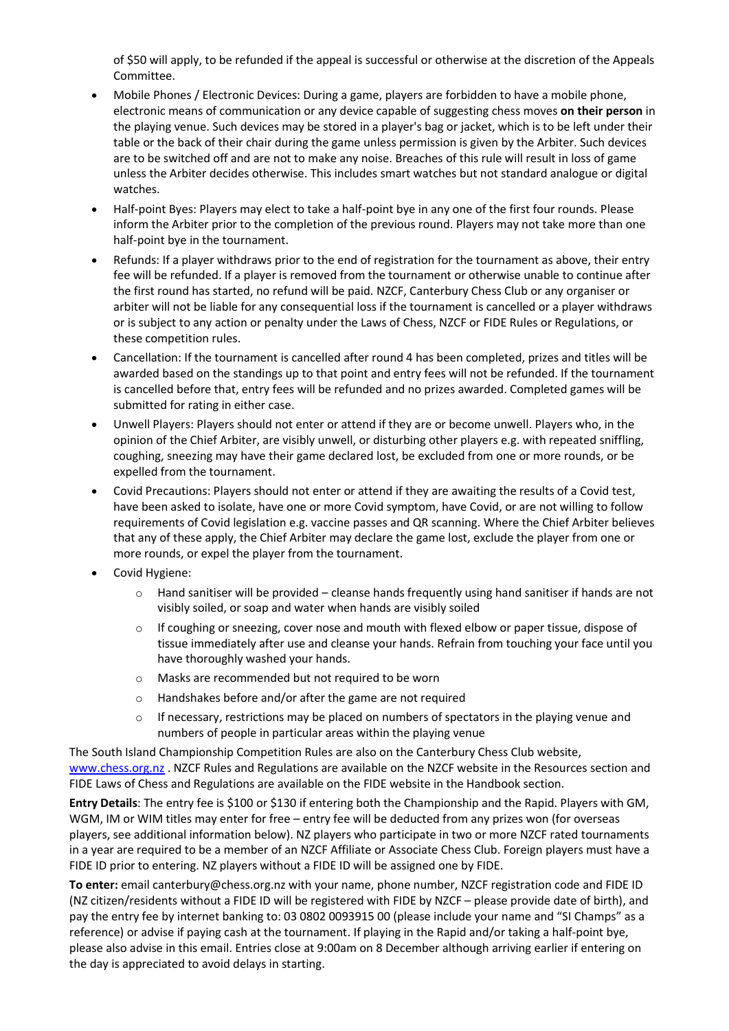of $50 will apply, to be refunded if the appeal is successful or otherwise at the discretion of the Appeals Committee.

- Mobile Phones / Electronic Devices: During a game, players are forbidden to have a mobile phone, electronic means of communication or any device capable of suggesting chess moves **on their person** in the playing venue. Such devices may be stored in a player's bag or jacket, which is to be left under their table or the back of their chair during the game unless permission is given by the Arbiter. Such devices are to be switched off and are not to make any noise. Breaches of this rule will result in loss of game unless the Arbiter decides otherwise. This includes smart watches but not standard analogue or digital watches.
- Half-point Byes: Players may elect to take a half-point bye in any one of the first four rounds. Please inform the Arbiter prior to the completion of the previous round. Players may not take more than one half-point bye in the tournament.
- Refunds: If a player withdraws prior to the end of registration for the tournament as above, their entry fee will be refunded. If a player is removed from the tournament or otherwise unable to continue after the first round has started, no refund will be paid. NZCF, Canterbury Chess Club or any organiser or arbiter will not be liable for any consequential loss if the tournament is cancelled or a player withdraws or is subject to any action or penalty under the Laws of Chess, NZCF or FIDE Rules or Regulations, or these competition rules.
- Cancellation: If the tournament is cancelled after round 4 has been completed, prizes and titles will be awarded based on the standings up to that point and entry fees will not be refunded. If the tournament is cancelled before that, entry fees will be refunded and no prizes awarded. Completed games will be submitted for rating in either case.
- Unwell Players: Players should not enter or attend if they are or become unwell. Players who, in the opinion of the Chief Arbiter, are visibly unwell, or disturbing other players e.g. with repeated sniffling, coughing, sneezing may have their game declared lost, be excluded from one or more rounds, or be expelled from the tournament.
- Covid Precautions: Players should not enter or attend if they are awaiting the results of a Covid test, have been asked to isolate, have one or more Covid symptom, have Covid, or are not willing to follow requirements of Covid legislation e.g. vaccine passes and QR scanning. Where the Chief Arbiter believes that any of these apply, the Chief Arbiter may declare the game lost, exclude the player from one or more rounds, or expel the player from the tournament.
- Covid Hygiene:
  - Hand sanitiser will be provided – cleanse hands frequently using hand sanitiser if hands are not visibly soiled, or soap and water when hands are visibly soiled
  - If coughing or sneezing, cover nose and mouth with flexed elbow or paper tissue, dispose of tissue immediately after use and cleanse your hands. Refrain from touching your face until you have thoroughly washed your hands.
  - Masks are recommended but not required to be worn
  - Handshakes before and/or after the game are not required
  - If necessary, restrictions may be placed on numbers of spectators in the playing venue and numbers of people in particular areas within the playing venue

The South Island Championship Competition Rules are also on the Canterbury Chess Club website, www.chess.org.nz . NZCF Rules and Regulations are available on the NZCF website in the Resources section and FIDE Laws of Chess and Regulations are available on the FIDE website in the Handbook section.

**Entry Details**: The entry fee is $100 or $130 if entering both the Championship and the Rapid. Players with GM, WGM, IM or WIM titles may enter for free – entry fee will be deducted from any prizes won (for overseas players, see additional information below). NZ players who participate in two or more NZCF rated tournaments in a year are required to be a member of an NZCF Affiliate or Associate Chess Club. Foreign players must have a FIDE ID prior to entering. NZ players without a FIDE ID will be assigned one by FIDE.

**To enter:** email canterbury@chess.org.nz with your name, phone number, NZCF registration code and FIDE ID (NZ citizen/residents without a FIDE ID will be registered with FIDE by NZCF – please provide date of birth), and pay the entry fee by internet banking to: 03 0802 0093915 00 (please include your name and "SI Champs" as a reference) or advise if paying cash at the tournament. If playing in the Rapid and/or taking a half-point bye, please also advise in this email. Entries close at 9:00am on 8 December although arriving earlier if entering on the day is appreciated to avoid delays in starting.